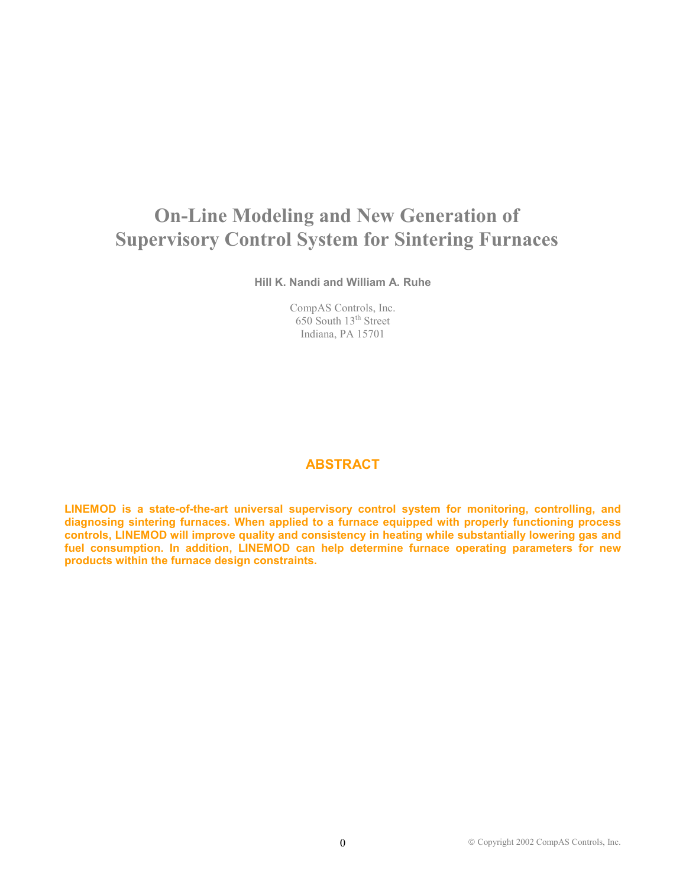# On-Line Modeling and New Generation of Supervisory Control System for Sintering Furnaces

**Hill K. Nandi and William A. Ruhe**

CompAS Controls, Inc.
650 South 13th Street
Indiana, PA 15701

## ABSTRACT

**LINEMOD is a state-of-the-art universal supervisory control system for monitoring, controlling, and diagnosing sintering furnaces. When applied to a furnace equipped with properly functioning process controls, LINEMOD will improve quality and consistency in heating while substantially lowering gas and fuel consumption. In addition, LINEMOD can help determine furnace operating parameters for new products within the furnace design constraints.**

© Copyright 2002 CompAS Controls, Inc.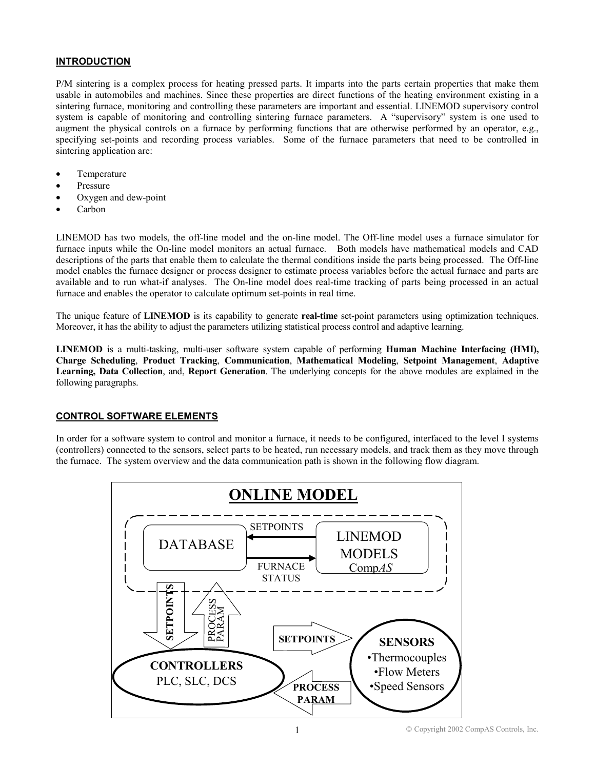## INTRODUCTION

P/M sintering is a complex process for heating pressed parts. It imparts into the parts certain properties that make them usable in automobiles and machines. Since these properties are direct functions of the heating environment existing in a sintering furnace, monitoring and controlling these parameters are important and essential. LINEMOD supervisory control system is capable of monitoring and controlling sintering furnace parameters. A "supervisory" system is one used to augment the physical controls on a furnace by performing functions that are otherwise performed by an operator, e.g., specifying set-points and recording process variables. Some of the furnace parameters that need to be controlled in sintering application are:

- Temperature
- Pressure
- Oxygen and dew-point
- Carbon

LINEMOD has two models, the off-line model and the on-line model. The Off-line model uses a furnace simulator for furnace inputs while the On-line model monitors an actual furnace. Both models have mathematical models and CAD descriptions of the parts that enable them to calculate the thermal conditions inside the parts being processed. The Off-line model enables the furnace designer or process designer to estimate process variables before the actual furnace and parts are available and to run what-if analyses. The On-line model does real-time tracking of parts being processed in an actual furnace and enables the operator to calculate optimum set-points in real time.

The unique feature of **LINEMOD** is its capability to generate **real-time** set-point parameters using optimization techniques. Moreover, it has the ability to adjust the parameters utilizing statistical process control and adaptive learning.

**LINEMOD** is a multi-tasking, multi-user software system capable of performing **Human Machine Interfacing (HMI), Charge Scheduling**, **Product Tracking**, **Communication**, **Mathematical Modeling**, **Setpoint Management**, **Adaptive Learning, Data Collection**, and, **Report Generation**. The underlying concepts for the above modules are explained in the following paragraphs.

## CONTROL SOFTWARE ELEMENTS

In order for a software system to control and monitor a furnace, it needs to be configured, interfaced to the level I systems (controllers) connected to the sensors, select parts to be heated, run necessary models, and track them as they move through the furnace. The system overview and the data communication path is shown in the following flow diagram.

**ONLINE MODEL**

DATABASE — SETPOINTS / FURNACE STATUS — LINEMOD MODELS Comp*AS*

SETPOINTS / PROCESS PARAM

**CONTROLLERS** PLC, SLC, DCS

**SETPOINTS** / **PROCESS PARAM**

**SENSORS**
- Thermocouples
- Flow Meters
- Speed Sensors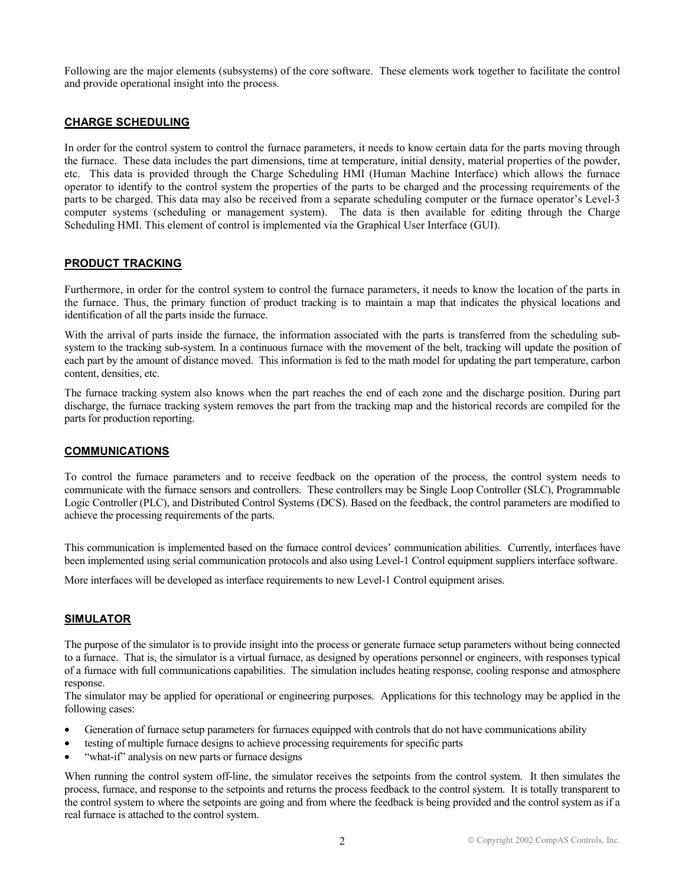Following are the major elements (subsystems) of the core software. These elements work together to facilitate the control and provide operational insight into the process.

## CHARGE SCHEDULING

In order for the control system to control the furnace parameters, it needs to know certain data for the parts moving through the furnace. These data includes the part dimensions, time at temperature, initial density, material properties of the powder, etc. This data is provided through the Charge Scheduling HMI (Human Machine Interface) which allows the furnace operator to identify to the control system the properties of the parts to be charged and the processing requirements of the parts to be charged. This data may also be received from a separate scheduling computer or the furnace operator's Level-3 computer systems (scheduling or management system). The data is then available for editing through the Charge Scheduling HMI. This element of control is implemented via the Graphical User Interface (GUI).

## PRODUCT TRACKING

Furthermore, in order for the control system to control the furnace parameters, it needs to know the location of the parts in the furnace. Thus, the primary function of product tracking is to maintain a map that indicates the physical locations and identification of all the parts inside the furnace.

With the arrival of parts inside the furnace, the information associated with the parts is transferred from the scheduling sub-system to the tracking sub-system. In a continuous furnace with the movement of the belt, tracking will update the position of each part by the amount of distance moved. This information is fed to the math model for updating the part temperature, carbon content, densities, etc.

The furnace tracking system also knows when the part reaches the end of each zone and the discharge position. During part discharge, the furnace tracking system removes the part from the tracking map and the historical records are compiled for the parts for production reporting.

## COMMUNICATIONS

To control the furnace parameters and to receive feedback on the operation of the process, the control system needs to communicate with the furnace sensors and controllers. These controllers may be Single Loop Controller (SLC), Programmable Logic Controller (PLC), and Distributed Control Systems (DCS). Based on the feedback, the control parameters are modified to achieve the processing requirements of the parts.

This communication is implemented based on the furnace control devices' communication abilities. Currently, interfaces have been implemented using serial communication protocols and also using Level-1 Control equipment suppliers interface software.

More interfaces will be developed as interface requirements to new Level-1 Control equipment arises.

## SIMULATOR

The purpose of the simulator is to provide insight into the process or generate furnace setup parameters without being connected to a furnace. That is, the simulator is a virtual furnace, as designed by operations personnel or engineers, with responses typical of a furnace with full communications capabilities. The simulation includes heating response, cooling response and atmosphere response.

The simulator may be applied for operational or engineering purposes. Applications for this technology may be applied in the following cases:

- Generation of furnace setup parameters for furnaces equipped with controls that do not have communications ability
- testing of multiple furnace designs to achieve processing requirements for specific parts
- "what-if" analysis on new parts or furnace designs

When running the control system off-line, the simulator receives the setpoints from the control system. It then simulates the process, furnace, and response to the setpoints and returns the process feedback to the control system. It is totally transparent to the control system to where the setpoints are going and from where the feedback is being provided and the control system as if a real furnace is attached to the control system.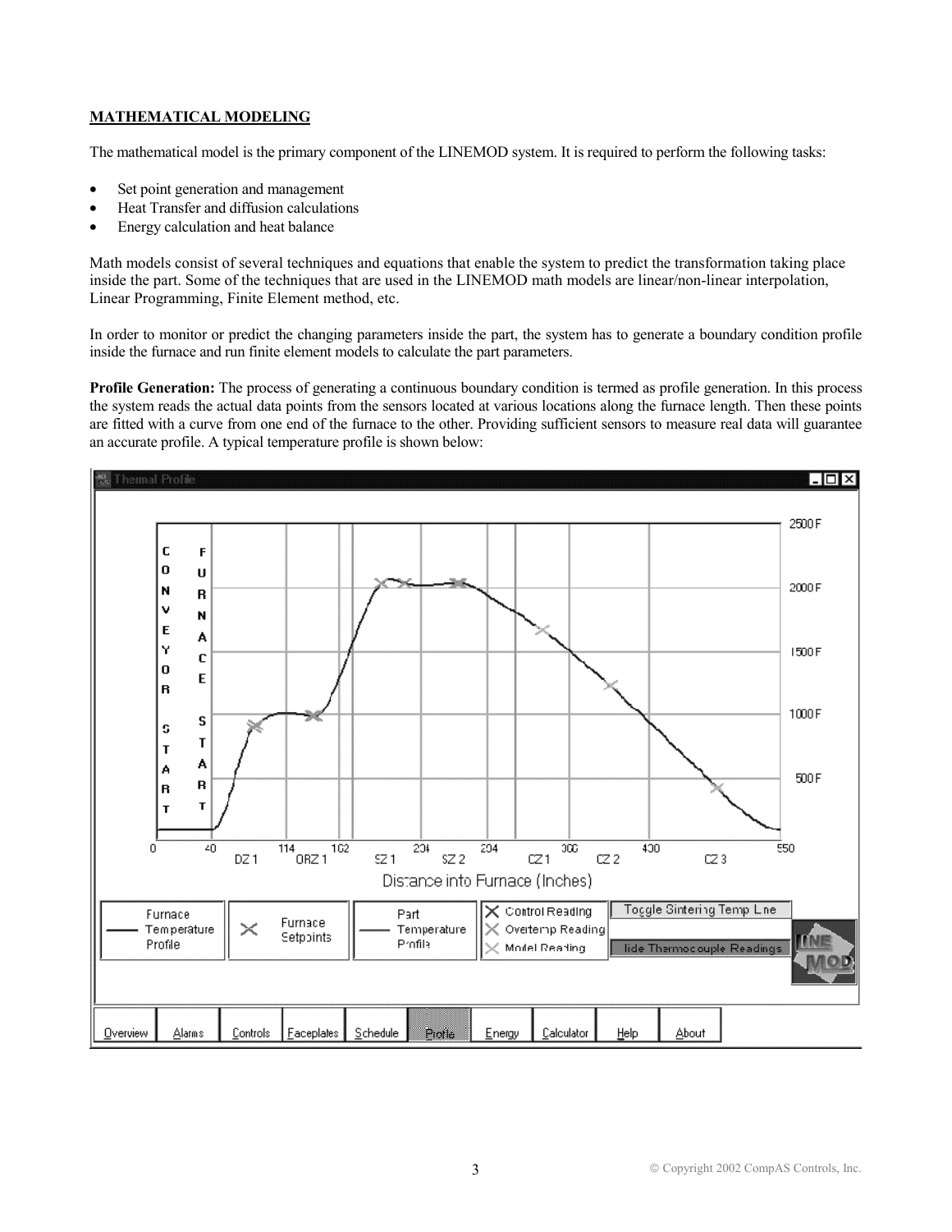**MATHEMATICAL MODELING**

The mathematical model is the primary component of the LINEMOD system. It is required to perform the following tasks:

- Set point generation and management
- Heat Transfer and diffusion calculations
- Energy calculation and heat balance

Math models consist of several techniques and equations that enable the system to predict the transformation taking place inside the part. Some of the techniques that are used in the LINEMOD math models are linear/non-linear interpolation, Linear Programming, Finite Element method, etc.

In order to monitor or predict the changing parameters inside the part, the system has to generate a boundary condition profile inside the furnace and run finite element models to calculate the part parameters.

**Profile Generation:** The process of generating a continuous boundary condition is termed as profile generation. In this process the system reads the actual data points from the sensors located at various locations along the furnace length. Then these points are fitted with a curve from one end of the furnace to the other. Providing sufficient sensors to measure real data will guarantee an accurate profile. A typical temperature profile is shown below: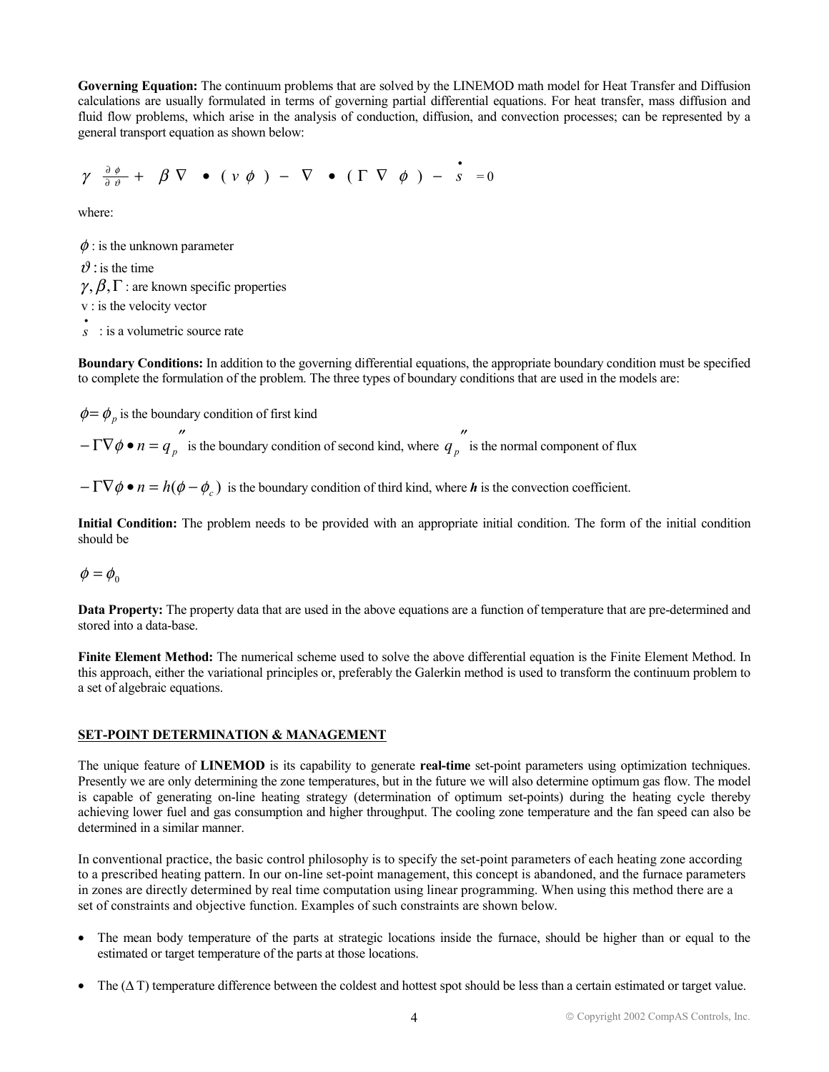**Governing Equation:** The continuum problems that are solved by the LINEMOD math model for Heat Transfer and Diffusion calculations are usually formulated in terms of governing partial differential equations. For heat transfer, mass diffusion and fluid flow problems, which arise in the analysis of conduction, diffusion, and convection processes; can be represented by a general transport equation as shown below:

$$\gamma \frac{\partial \phi}{\partial \vartheta} + \beta \nabla \bullet (v \phi) - \nabla \bullet (\Gamma \nabla \phi) - \dot{s} = 0$$

where:

$\phi$ : is the unknown parameter

$\vartheta$ : is the time

$\gamma, \beta, \Gamma$ : are known specific properties

v : is the velocity vector

$\dot{s}$ : is a volumetric source rate

**Boundary Conditions:** In addition to the governing differential equations, the appropriate boundary condition must be specified to complete the formulation of the problem. The three types of boundary conditions that are used in the models are:

$\phi = \phi_p$ is the boundary condition of first kind

$-\Gamma \nabla \phi \bullet n = q_p''$ is the boundary condition of second kind, where $q_p''$ is the normal component of flux

$-\Gamma \nabla \phi \bullet n = h(\phi - \phi_c)$ is the boundary condition of third kind, where ***h*** is the convection coefficient.

**Initial Condition:** The problem needs to be provided with an appropriate initial condition. The form of the initial condition should be

$\phi = \phi_0$

**Data Property:** The property data that are used in the above equations are a function of temperature that are pre-determined and stored into a data-base.

**Finite Element Method:** The numerical scheme used to solve the above differential equation is the Finite Element Method. In this approach, either the variational principles or, preferably the Galerkin method is used to transform the continuum problem to a set of algebraic equations.

## SET-POINT DETERMINATION & MANAGEMENT

The unique feature of **LINEMOD** is its capability to generate **real-time** set-point parameters using optimization techniques. Presently we are only determining the zone temperatures, but in the future we will also determine optimum gas flow. The model is capable of generating on-line heating strategy (determination of optimum set-points) during the heating cycle thereby achieving lower fuel and gas consumption and higher throughput. The cooling zone temperature and the fan speed can also be determined in a similar manner.

In conventional practice, the basic control philosophy is to specify the set-point parameters of each heating zone according to a prescribed heating pattern. In our on-line set-point management, this concept is abandoned, and the furnace parameters in zones are directly determined by real time computation using linear programming. When using this method there are a set of constraints and objective function. Examples of such constraints are shown below.

- The mean body temperature of the parts at strategic locations inside the furnace, should be higher than or equal to the estimated or target temperature of the parts at those locations.
- The ($\Delta$ T) temperature difference between the coldest and hottest spot should be less than a certain estimated or target value.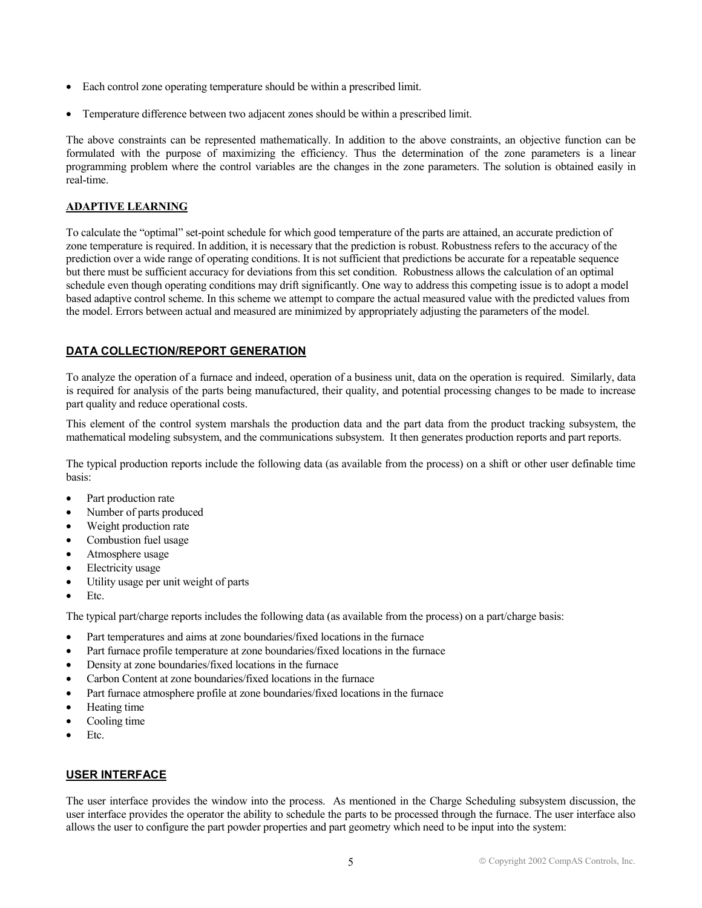- Each control zone operating temperature should be within a prescribed limit.
- Temperature difference between two adjacent zones should be within a prescribed limit.

The above constraints can be represented mathematically. In addition to the above constraints, an objective function can be formulated with the purpose of maximizing the efficiency. Thus the determination of the zone parameters is a linear programming problem where the control variables are the changes in the zone parameters. The solution is obtained easily in real-time.

## ADAPTIVE LEARNING

To calculate the "optimal" set-point schedule for which good temperature of the parts are attained, an accurate prediction of zone temperature is required. In addition, it is necessary that the prediction is robust. Robustness refers to the accuracy of the prediction over a wide range of operating conditions. It is not sufficient that predictions be accurate for a repeatable sequence but there must be sufficient accuracy for deviations from this set condition. Robustness allows the calculation of an optimal schedule even though operating conditions may drift significantly. One way to address this competing issue is to adopt a model based adaptive control scheme. In this scheme we attempt to compare the actual measured value with the predicted values from the model. Errors between actual and measured are minimized by appropriately adjusting the parameters of the model.

## DATA COLLECTION/REPORT GENERATION

To analyze the operation of a furnace and indeed, operation of a business unit, data on the operation is required. Similarly, data is required for analysis of the parts being manufactured, their quality, and potential processing changes to be made to increase part quality and reduce operational costs.

This element of the control system marshals the production data and the part data from the product tracking subsystem, the mathematical modeling subsystem, and the communications subsystem. It then generates production reports and part reports.

The typical production reports include the following data (as available from the process) on a shift or other user definable time basis:

- Part production rate
- Number of parts produced
- Weight production rate
- Combustion fuel usage
- Atmosphere usage
- Electricity usage
- Utility usage per unit weight of parts
- Etc.

The typical part/charge reports includes the following data (as available from the process) on a part/charge basis:

- Part temperatures and aims at zone boundaries/fixed locations in the furnace
- Part furnace profile temperature at zone boundaries/fixed locations in the furnace
- Density at zone boundaries/fixed locations in the furnace
- Carbon Content at zone boundaries/fixed locations in the furnace
- Part furnace atmosphere profile at zone boundaries/fixed locations in the furnace
- Heating time
- Cooling time
- Etc.

## USER INTERFACE

The user interface provides the window into the process. As mentioned in the Charge Scheduling subsystem discussion, the user interface provides the operator the ability to schedule the parts to be processed through the furnace. The user interface also allows the user to configure the part powder properties and part geometry which need to be input into the system: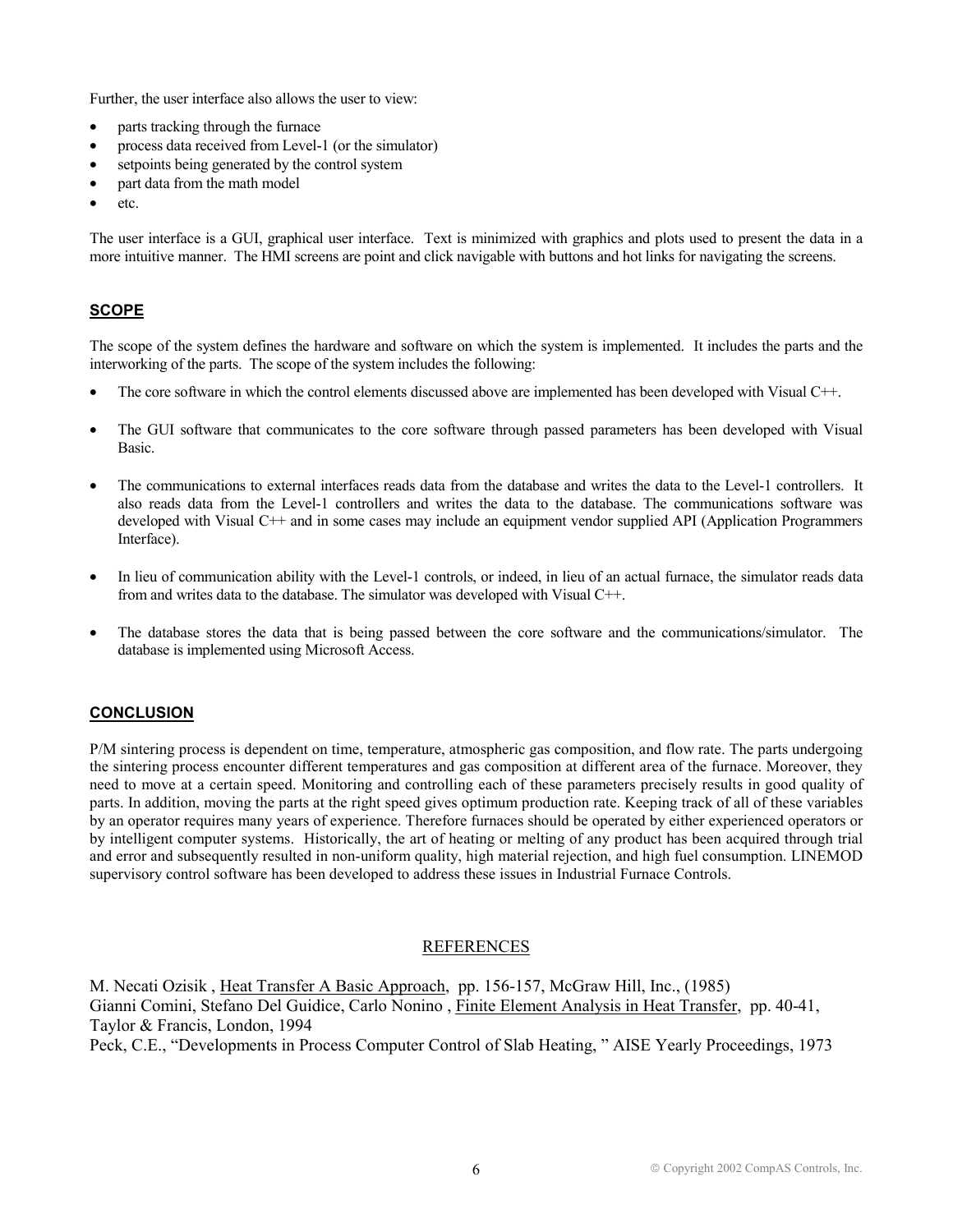Further, the user interface also allows the user to view:

- parts tracking through the furnace
- process data received from Level-1 (or the simulator)
- setpoints being generated by the control system
- part data from the math model
- etc.

The user interface is a GUI, graphical user interface. Text is minimized with graphics and plots used to present the data in a more intuitive manner. The HMI screens are point and click navigable with buttons and hot links for navigating the screens.

## SCOPE

The scope of the system defines the hardware and software on which the system is implemented. It includes the parts and the interworking of the parts. The scope of the system includes the following:

- The core software in which the control elements discussed above are implemented has been developed with Visual C++.

- The GUI software that communicates to the core software through passed parameters has been developed with Visual Basic.

- The communications to external interfaces reads data from the database and writes the data to the Level-1 controllers. It also reads data from the Level-1 controllers and writes the data to the database. The communications software was developed with Visual C++ and in some cases may include an equipment vendor supplied API (Application Programmers Interface).

- In lieu of communication ability with the Level-1 controls, or indeed, in lieu of an actual furnace, the simulator reads data from and writes data to the database. The simulator was developed with Visual C++.

- The database stores the data that is being passed between the core software and the communications/simulator. The database is implemented using Microsoft Access.

## CONCLUSION

P/M sintering process is dependent on time, temperature, atmospheric gas composition, and flow rate. The parts undergoing the sintering process encounter different temperatures and gas composition at different area of the furnace. Moreover, they need to move at a certain speed. Monitoring and controlling each of these parameters precisely results in good quality of parts. In addition, moving the parts at the right speed gives optimum production rate. Keeping track of all of these variables by an operator requires many years of experience. Therefore furnaces should be operated by either experienced operators or by intelligent computer systems. Historically, the art of heating or melting of any product has been acquired through trial and error and subsequently resulted in non-uniform quality, high material rejection, and high fuel consumption. LINEMOD supervisory control software has been developed to address these issues in Industrial Furnace Controls.

## REFERENCES

M. Necati Ozisik , Heat Transfer A Basic Approach, pp. 156-157, McGraw Hill, Inc., (1985)
Gianni Comini, Stefano Del Guidice, Carlo Nonino , Finite Element Analysis in Heat Transfer, pp. 40-41, Taylor & Francis, London, 1994
Peck, C.E., "Developments in Process Computer Control of Slab Heating, " AISE Yearly Proceedings, 1973